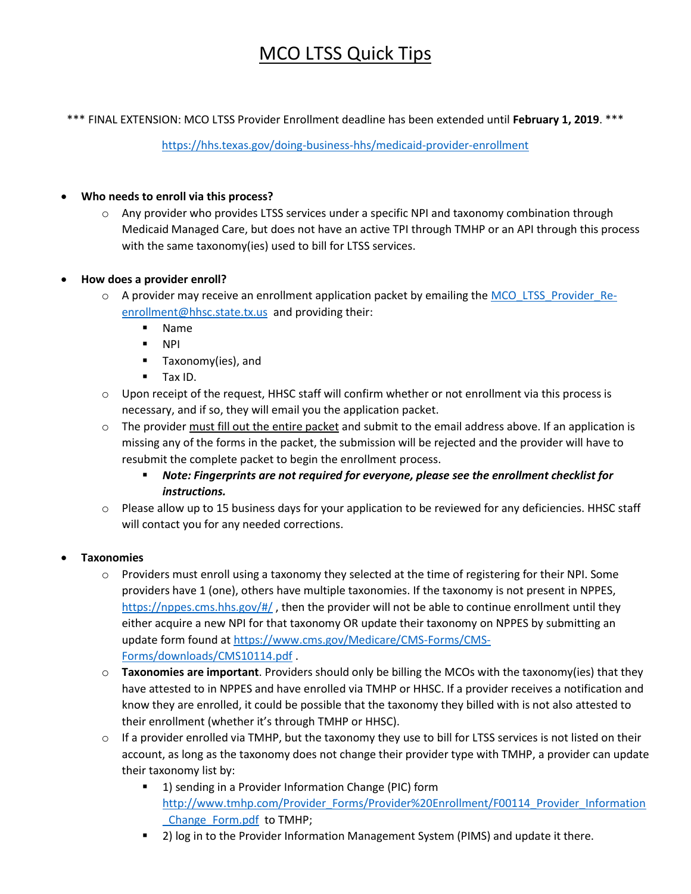# MCO LTSS Quick Tips

*** FINAL EXTENSION: MCO LTSS Provider Enrollment deadline has been extended until **February 1, 2019**. ***

https://hhs.texas.gov/doing-business-hhs/medicaid-provider-enrollment

- **Who needs to enroll via this process?**
  - Any provider who provides LTSS services under a specific NPI and taxonomy combination through Medicaid Managed Care, but does not have an active TPI through TMHP or an API through this process with the same taxonomy(ies) used to bill for LTSS services.

- **How does a provider enroll?**
  - A provider may receive an enrollment application packet by emailing the MCO_LTSS_Provider_Re-enrollment@hhsc.state.tx.us and providing their:
    - Name
    - NPI
    - Taxonomy(ies), and
    - Tax ID.
  - Upon receipt of the request, HHSC staff will confirm whether or not enrollment via this process is necessary, and if so, they will email you the application packet.
  - The provider must fill out the entire packet and submit to the email address above. If an application is missing any of the forms in the packet, the submission will be rejected and the provider will have to resubmit the complete packet to begin the enrollment process.
    - ***Note: Fingerprints are not required for everyone, please see the enrollment checklist for instructions.***
  - Please allow up to 15 business days for your application to be reviewed for any deficiencies. HHSC staff will contact you for any needed corrections.

- **Taxonomies**
  - Providers must enroll using a taxonomy they selected at the time of registering for their NPI. Some providers have 1 (one), others have multiple taxonomies. If the taxonomy is not present in NPPES, https://nppes.cms.hhs.gov/#/ , then the provider will not be able to continue enrollment until they either acquire a new NPI for that taxonomy OR update their taxonomy on NPPES by submitting an update form found at https://www.cms.gov/Medicare/CMS-Forms/CMS-Forms/downloads/CMS10114.pdf .
  - **Taxonomies are important**. Providers should only be billing the MCOs with the taxonomy(ies) that they have attested to in NPPES and have enrolled via TMHP or HHSC. If a provider receives a notification and know they are enrolled, it could be possible that the taxonomy they billed with is not also attested to their enrollment (whether it's through TMHP or HHSC).
  - If a provider enrolled via TMHP, but the taxonomy they use to bill for LTSS services is not listed on their account, as long as the taxonomy does not change their provider type with TMHP, a provider can update their taxonomy list by:
    - 1) sending in a Provider Information Change (PIC) form http://www.tmhp.com/Provider_Forms/Provider%20Enrollment/F00114_Provider_Information_Change_Form.pdf to TMHP;
    - 2) log in to the Provider Information Management System (PIMS) and update it there.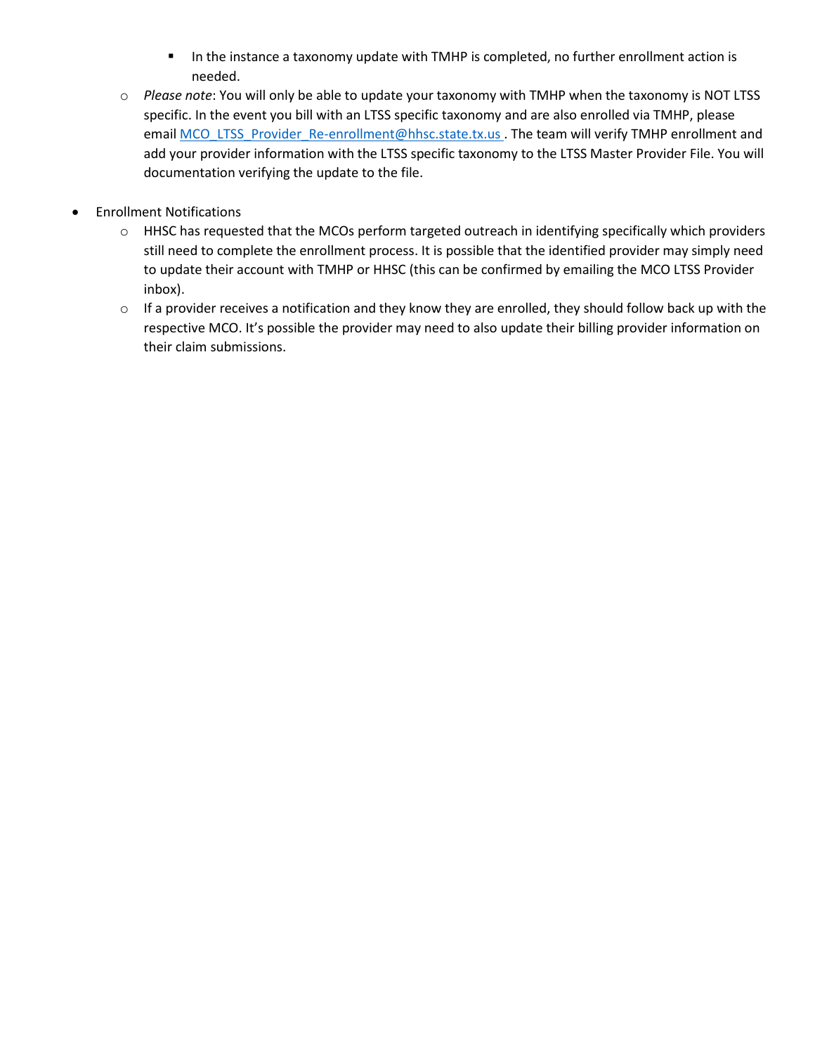- In the instance a taxonomy update with TMHP is completed, no further enrollment action is needed.
    - *Please note*: You will only be able to update your taxonomy with TMHP when the taxonomy is NOT LTSS specific. In the event you bill with an LTSS specific taxonomy and are also enrolled via TMHP, please email MCO_LTSS_Provider_Re-enrollment@hhsc.state.tx.us . The team will verify TMHP enrollment and add your provider information with the LTSS specific taxonomy to the LTSS Master Provider File. You will documentation verifying the update to the file.

- Enrollment Notifications
    - HHSC has requested that the MCOs perform targeted outreach in identifying specifically which providers still need to complete the enrollment process. It is possible that the identified provider may simply need to update their account with TMHP or HHSC (this can be confirmed by emailing the MCO LTSS Provider inbox).
    - If a provider receives a notification and they know they are enrolled, they should follow back up with the respective MCO. It's possible the provider may need to also update their billing provider information on their claim submissions.